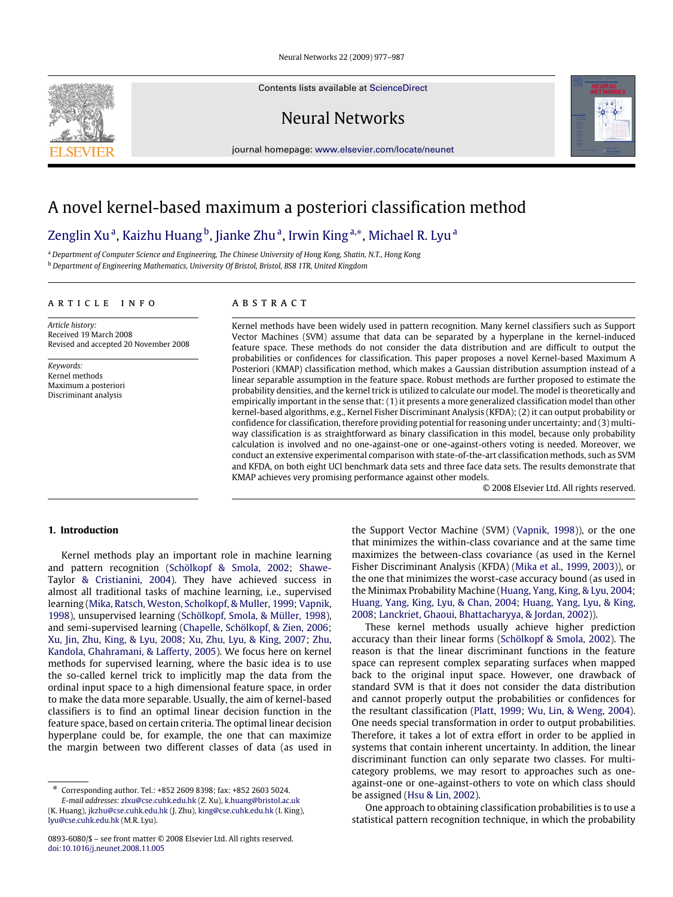# A novel kernel-based maximum a posteriori classification method

Zenglin Xu[a], Kaizhu Huang[b], Jianke Zhu[a], Irwin King[a,*], Michael R. Lyu[a]

[a] *Department of Computer Science and Engineering, The Chinese University of Hong Kong, Shatin, N.T., Hong Kong*

[b] *Department of Engineering Mathematics, University Of Bristol, Bristol, BS8 1TR, United Kingdom*

## ARTICLE INFO

*Article history:*
Received 19 March 2008
Revised and accepted 20 November 2008

*Keywords:*
Kernel methods
Maximum a posteriori
Discriminant analysis

## ABSTRACT

Kernel methods have been widely used in pattern recognition. Many kernel classifiers such as Support Vector Machines (SVM) assume that data can be separated by a hyperplane in the kernel-induced feature space. These methods do not consider the data distribution and are difficult to output the probabilities or confidences for classification. This paper proposes a novel Kernel-based Maximum A Posteriori (KMAP) classification method, which makes a Gaussian distribution assumption instead of a linear separable assumption in the feature space. Robust methods are further proposed to estimate the probability densities, and the kernel trick is utilized to calculate our model. The model is theoretically and empirically important in the sense that: (1) it presents a more generalized classification model than other kernel-based algorithms, e.g., Kernel Fisher Discriminant Analysis (KFDA); (2) it can output probability or confidence for classification, therefore providing potential for reasoning under uncertainty; and (3) multi-way classification is as straightforward as binary classification in this model, because only probability calculation is involved and no one-against-one or one-against-others voting is needed. Moreover, we conduct an extensive experimental comparison with state-of-the-art classification methods, such as SVM and KFDA, on both eight UCI benchmark data sets and three face data sets. The results demonstrate that KMAP achieves very promising performance against other models.

© 2008 Elsevier Ltd. All rights reserved.

## 1. Introduction

Kernel methods play an important role in machine learning and pattern recognition (Schölkopf & Smola, 2002; Shawe-Taylor & Cristianini, 2004). They have achieved success in almost all traditional tasks of machine learning, i.e., supervised learning (Mika, Ratsch, Weston, Scholkopf, & Muller, 1999; Vapnik, 1998), unsupervised learning (Schölkopf, Smola, & Müller, 1998), and semi-supervised learning (Chapelle, Schölkopf, & Zien, 2006; Xu, Jin, Zhu, King, & Lyu, 2008; Xu, Zhu, Lyu, & King, 2007; Zhu, Kandola, Ghahramani, & Lafferty, 2005). We focus here on kernel methods for supervised learning, where the basic idea is to use the so-called kernel trick to implicitly map the data from the ordinal input space to a high dimensional feature space, in order to make the data more separable. Usually, the aim of kernel-based classifiers is to find an optimal linear decision function in the feature space, based on certain criteria. The optimal linear decision hyperplane could be, for example, the one that can maximize the margin between two different classes of data (as used in the Support Vector Machine (SVM) (Vapnik, 1998)), or the one that minimizes the within-class covariance and at the same time maximizes the between-class covariance (as used in the Kernel Fisher Discriminant Analysis (KFDA) (Mika et al., 1999, 2003)), or the one that minimizes the worst-case accuracy bound (as used in the Minimax Probability Machine (Huang, Yang, King, & Lyu, 2004; Huang, Yang, King, Lyu, & Chan, 2004; Huang, Yang, Lyu, & King, 2008; Lanckriet, Ghaoui, Bhattacharyya, & Jordan, 2002)).

These kernel methods usually achieve higher prediction accuracy than their linear forms (Schölkopf & Smola, 2002). The reason is that the linear discriminant functions in the feature space can represent complex separating surfaces when mapped back to the original input space. However, one drawback of standard SVM is that it does not consider the data distribution and cannot properly output the probabilities or confidences for the resultant classification (Platt, 1999; Wu, Lin, & Weng, 2004). One needs special transformation in order to output probabilities. Therefore, it takes a lot of extra effort in order to be applied in systems that contain inherent uncertainty. In addition, the linear discriminant function can only separate two classes. For multi-category problems, we may resort to approaches such as one-against-one or one-against-others to vote on which class should be assigned (Hsu & Lin, 2002).

One approach to obtaining classification probabilities is to use a statistical pattern recognition technique, in which the probability

* Corresponding author. Tel.: +852 2609 8398; fax: +852 2603 5024.
*E-mail addresses:* zlxu@cse.cuhk.edu.hk (Z. Xu), k.huang@bristol.ac.uk (K. Huang), jkzhu@cse.cuhk.edu.hk (J. Zhu), king@cse.cuhk.edu.hk (I. King), lyu@cse.cuhk.edu.hk (M.R. Lyu).

0893-6080/$ – see front matter © 2008 Elsevier Ltd. All rights reserved.
doi:10.1016/j.neunet.2008.11.005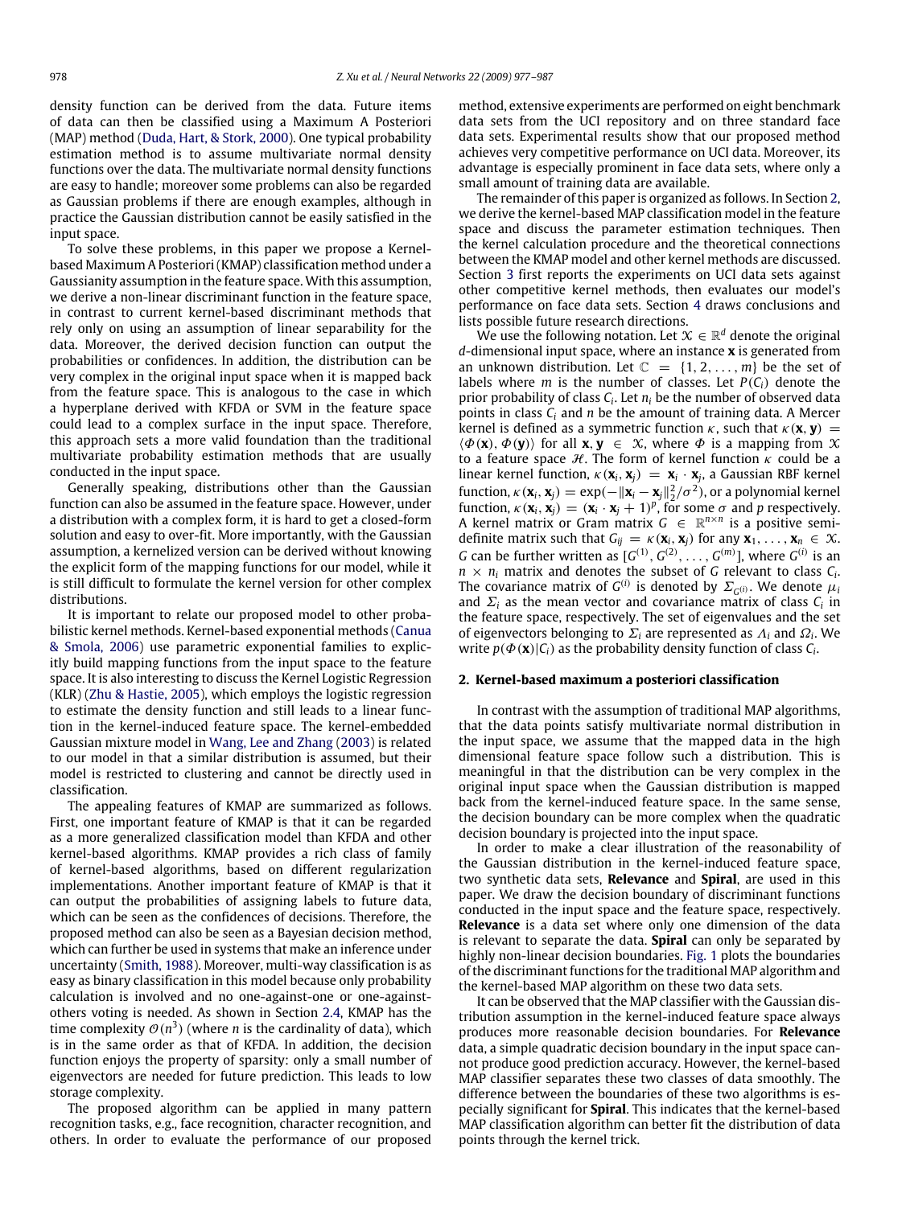density function can be derived from the data. Future items of data can then be classified using a Maximum A Posteriori (MAP) method (Duda, Hart, & Stork, 2000). One typical probability estimation method is to assume multivariate normal density functions over the data. The multivariate normal density functions are easy to handle; moreover some problems can also be regarded as Gaussian problems if there are enough examples, although in practice the Gaussian distribution cannot be easily satisfied in the input space.

To solve these problems, in this paper we propose a Kernel-based Maximum A Posteriori (KMAP) classification method under a Gaussianity assumption in the feature space. With this assumption, we derive a non-linear discriminant function in the feature space, in contrast to current kernel-based discriminant methods that rely only on using an assumption of linear separability for the data. Moreover, the derived decision function can output the probabilities or confidences. In addition, the distribution can be very complex in the original input space when it is mapped back from the feature space. This is analogous to the case in which a hyperplane derived with KFDA or SVM in the feature space could lead to a complex surface in the input space. Therefore, this approach sets a more valid foundation than the traditional multivariate probability estimation methods that are usually conducted in the input space.

Generally speaking, distributions other than the Gaussian function can also be assumed in the feature space. However, under a distribution with a complex form, it is hard to get a closed-form solution and easy to over-fit. More importantly, with the Gaussian assumption, a kernelized version can be derived without knowing the explicit form of the mapping functions for our model, while it is still difficult to formulate the kernel version for other complex distributions.

It is important to relate our proposed model to other probabilistic kernel methods. Kernel-based exponential methods (Canua & Smola, 2006) use parametric exponential families to explicitly build mapping functions from the input space to the feature space. It is also interesting to discuss the Kernel Logistic Regression (KLR) (Zhu & Hastie, 2005), which employs the logistic regression to estimate the density function and still leads to a linear function in the kernel-induced feature space. The kernel-embedded Gaussian mixture model in Wang, Lee and Zhang (2003) is related to our model in that a similar distribution is assumed, but their model is restricted to clustering and cannot be directly used in classification.

The appealing features of KMAP are summarized as follows. First, one important feature of KMAP is that it can be regarded as a more generalized classification model than KFDA and other kernel-based algorithms. KMAP provides a rich class of family of kernel-based algorithms, based on different regularization implementations. Another important feature of KMAP is that it can output the probabilities of assigning labels to future data, which can be seen as the confidences of decisions. Therefore, the proposed method can also be seen as a Bayesian decision method, which can further be used in systems that make an inference under uncertainty (Smith, 1988). Moreover, multi-way classification is as easy as binary classification in this model because only probability calculation is involved and no one-against-one or one-against-others voting is needed. As shown in Section 2.4, KMAP has the time complexity $\mathcal{O}(n^3)$ (where $n$ is the cardinality of data), which is in the same order as that of KFDA. In addition, the decision function enjoys the property of sparsity: only a small number of eigenvectors are needed for future prediction. This leads to low storage complexity.

The proposed algorithm can be applied in many pattern recognition tasks, e.g., face recognition, character recognition, and others. In order to evaluate the performance of our proposed method, extensive experiments are performed on eight benchmark data sets from the UCI repository and on three standard face data sets. Experimental results show that our proposed method achieves very competitive performance on UCI data. Moreover, its advantage is especially prominent in face data sets, where only a small amount of training data are available.

The remainder of this paper is organized as follows. In Section 2, we derive the kernel-based MAP classification model in the feature space and discuss the parameter estimation techniques. Then the kernel calculation procedure and the theoretical connections between the KMAP model and other kernel methods are discussed. Section 3 first reports the experiments on UCI data sets against other competitive kernel methods, then evaluates our model's performance on face data sets. Section 4 draws conclusions and lists possible future research directions.

We use the following notation. Let $\mathcal{X} \in \mathbb{R}^d$ denote the original $d$-dimensional input space, where an instance $\mathbf{x}$ is generated from an unknown distribution. Let $\mathbb{C} = \{1, 2, \ldots, m\}$ be the set of labels where $m$ is the number of classes. Let $P(C_i)$ denote the prior probability of class $C_i$. Let $n_i$ be the number of observed data points in class $C_i$ and $n$ be the amount of training data. A Mercer kernel is defined as a symmetric function $\kappa$, such that $\kappa(\mathbf{x}, \mathbf{y}) = \langle \Phi(\mathbf{x}), \Phi(\mathbf{y}) \rangle$ for all $\mathbf{x}, \mathbf{y} \in \mathcal{X}$, where $\Phi$ is a mapping from $\mathcal{X}$ to a feature space $\mathcal{H}$. The form of kernel function $\kappa$ could be a linear kernel function, $\kappa(\mathbf{x}_i, \mathbf{x}_j) = \mathbf{x}_i \cdot \mathbf{x}_j$, a Gaussian RBF kernel function, $\kappa(\mathbf{x}_i, \mathbf{x}_j) = \exp(-\|\mathbf{x}_i - \mathbf{x}_j\|_2^2/\sigma^2)$, or a polynomial kernel function, $\kappa(\mathbf{x}_i, \mathbf{x}_j) = (\mathbf{x}_i \cdot \mathbf{x}_j + 1)^p$, for some $\sigma$ and $p$ respectively. A kernel matrix or Gram matrix $G \in \mathbb{R}^{n \times n}$ is a positive semi-definite matrix such that $G_{ij} = \kappa(\mathbf{x}_i, \mathbf{x}_j)$ for any $\mathbf{x}_1, \ldots, \mathbf{x}_n \in \mathcal{X}$. $G$ can be further written as $[G^{(1)}, G^{(2)}, \ldots, G^{(m)}]$, where $G^{(i)}$ is an $n \times n_i$ matrix and denotes the subset of $G$ relevant to class $C_i$. The covariance matrix of $G^{(i)}$ is denoted by $\Sigma_{G^{(i)}}$. We denote $\mu_i$ and $\Sigma_i$ as the mean vector and covariance matrix of class $C_i$ in the feature space, respectively. The set of eigenvalues and the set of eigenvectors belonging to $\Sigma_i$ are represented as $\Lambda_i$ and $\Omega_i$. We write $p(\Phi(\mathbf{x})|C_i)$ as the probability density function of class $C_i$.

## 2. Kernel-based maximum a posteriori classification

In contrast with the assumption of traditional MAP algorithms, that the data points satisfy multivariate normal distribution in the input space, we assume that the mapped data in the high dimensional feature space follow such a distribution. This is meaningful in that the distribution can be very complex in the original input space when the Gaussian distribution is mapped back from the kernel-induced feature space. In the same sense, the decision boundary can be more complex when the quadratic decision boundary is projected into the input space.

In order to make a clear illustration of the reasonability of the Gaussian distribution in the kernel-induced feature space, two synthetic data sets, **Relevance** and **Spiral**, are used in this paper. We draw the decision boundary of discriminant functions conducted in the input space and the feature space, respectively. **Relevance** is a data set where only one dimension of the data is relevant to separate the data. **Spiral** can only be separated by highly non-linear decision boundaries. Fig. 1 plots the boundaries of the discriminant functions for the traditional MAP algorithm and the kernel-based MAP algorithm on these two data sets.

It can be observed that the MAP classifier with the Gaussian distribution assumption in the kernel-induced feature space always produces more reasonable decision boundaries. For **Relevance** data, a simple quadratic decision boundary in the input space cannot produce good prediction accuracy. However, the kernel-based MAP classifier separates these two classes of data smoothly. The difference between the boundaries of these two algorithms is especially significant for **Spiral**. This indicates that the kernel-based MAP classification algorithm can better fit the distribution of data points through the kernel trick.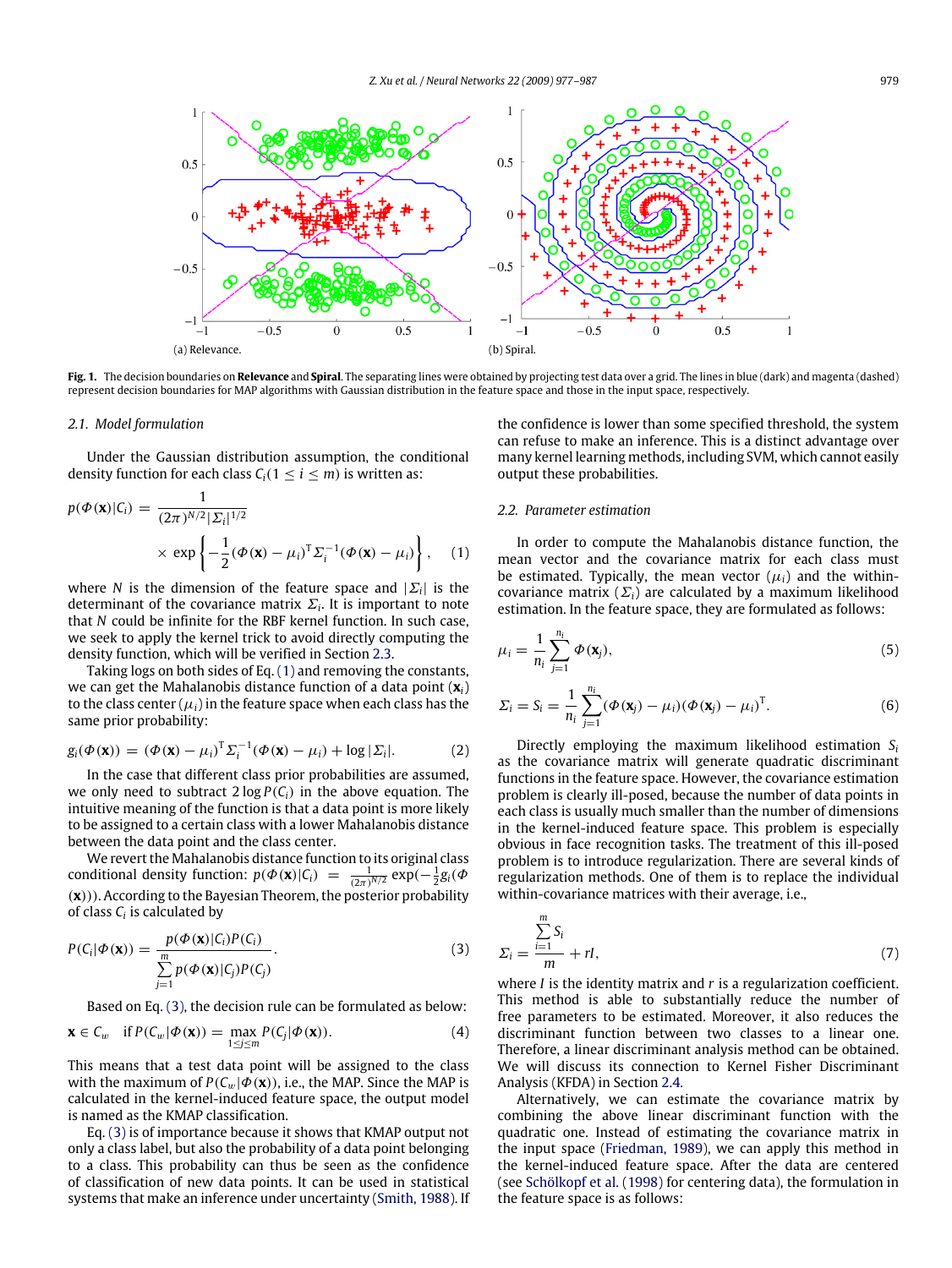(a) Relevance.

(b) Spiral.

**Fig. 1.** The decision boundaries on **Relevance** and **Spiral**. The separating lines were obtained by projecting test data over a grid. The lines in blue (dark) and magenta (dashed) represent decision boundaries for MAP algorithms with Gaussian distribution in the feature space and those in the input space, respectively.

### 2.1. Model formulation

Under the Gaussian distribution assumption, the conditional density function for each class $C_i (1 \leq i \leq m)$ is written as:

$$p(\Phi(\mathbf{x})|C_i) = \frac{1}{(2\pi)^{N/2}|\Sigma_i|^{1/2}} \times \exp\left\{-\frac{1}{2}(\Phi(\mathbf{x}) - \mu_i)^{\mathrm{T}}\Sigma_i^{-1}(\Phi(\mathbf{x}) - \mu_i)\right\}, \quad (1)$$

where $N$ is the dimension of the feature space and $|\Sigma_i|$ is the determinant of the covariance matrix $\Sigma_i$. It is important to note that $N$ could be infinite for the RBF kernel function. In such case, we seek to apply the kernel trick to avoid directly computing the density function, which will be verified in Section 2.3.

Taking logs on both sides of Eq. (1) and removing the constants, we can get the Mahalanobis distance function of a data point ($\mathbf{x}_i$) to the class center ($\mu_i$) in the feature space when each class has the same prior probability:

$$g_i(\Phi(\mathbf{x})) = (\Phi(\mathbf{x}) - \mu_i)^{\mathrm{T}}\Sigma_i^{-1}(\Phi(\mathbf{x}) - \mu_i) + \log|\Sigma_i|. \quad (2)$$

In the case that different class prior probabilities are assumed, we only need to subtract $2\log P(C_i)$ in the above equation. The intuitive meaning of the function is that a data point is more likely to be assigned to a certain class with a lower Mahalanobis distance between the data point and the class center.

We revert the Mahalanobis distance function to its original class conditional density function: $p(\Phi(\mathbf{x})|C_i) = \frac{1}{(2\pi)^{N/2}}\exp(-\frac{1}{2}g_i(\Phi(\mathbf{x})))$. According to the Bayesian Theorem, the posterior probability of class $C_i$ is calculated by

$$P(C_i|\Phi(\mathbf{x})) = \frac{p(\Phi(\mathbf{x})|C_i)P(C_i)}{\sum_{j=1}^{m} p(\Phi(\mathbf{x})|C_j)P(C_j)}. \quad (3)$$

Based on Eq. (3), the decision rule can be formulated as below:

$$\mathbf{x} \in C_w \quad \text{if } P(C_w|\Phi(\mathbf{x})) = \max_{1\leq j\leq m} P(C_j|\Phi(\mathbf{x})). \quad (4)$$

This means that a test data point will be assigned to the class with the maximum of $P(C_w|\Phi(\mathbf{x}))$, i.e., the MAP. Since the MAP is calculated in the kernel-induced feature space, the output model is named as the KMAP classification.

Eq. (3) is of importance because it shows that KMAP output not only a class label, but also the probability of a data point belonging to a class. This probability can thus be seen as the confidence of classification of new data points. It can be used in statistical systems that make an inference under uncertainty (Smith, 1988). If the confidence is lower than some specified threshold, the system can refuse to make an inference. This is a distinct advantage over many kernel learning methods, including SVM, which cannot easily output these probabilities.

### 2.2. Parameter estimation

In order to compute the Mahalanobis distance function, the mean vector and the covariance matrix for each class must be estimated. Typically, the mean vector ($\mu_i$) and the within-covariance matrix ($\Sigma_i$) are calculated by a maximum likelihood estimation. In the feature space, they are formulated as follows:

$$\mu_i = \frac{1}{n_i}\sum_{j=1}^{n_i}\Phi(\mathbf{x}_j), \quad (5)$$

$$\Sigma_i = S_i = \frac{1}{n_i}\sum_{j=1}^{n_i}(\Phi(\mathbf{x}_j) - \mu_i)(\Phi(\mathbf{x}_j) - \mu_i)^{\mathrm{T}}. \quad (6)$$

Directly employing the maximum likelihood estimation $S_i$ as the covariance matrix will generate quadratic discriminant functions in the feature space. However, the covariance estimation problem is clearly ill-posed, because the number of data points in each class is usually much smaller than the number of dimensions in the kernel-induced feature space. This problem is especially obvious in face recognition tasks. The treatment of this ill-posed problem is to introduce regularization. There are several kinds of regularization methods. One of them is to replace the individual within-covariance matrices with their average, i.e.,

$$\Sigma_i = \frac{\sum_{i=1}^{m} S_i}{m} + rI, \quad (7)$$

where $I$ is the identity matrix and $r$ is a regularization coefficient. This method is able to substantially reduce the number of free parameters to be estimated. Moreover, it also reduces the discriminant function between two classes to a linear one. Therefore, a linear discriminant analysis method can be obtained. We will discuss its connection to Kernel Fisher Discriminant Analysis (KFDA) in Section 2.4.

Alternatively, we can estimate the covariance matrix by combining the above linear discriminant function with the quadratic one. Instead of estimating the covariance matrix in the input space (Friedman, 1989), we can apply this method in the kernel-induced feature space. After the data are centered (see Schölkopf et al. (1998) for centering data), the formulation in the feature space is as follows: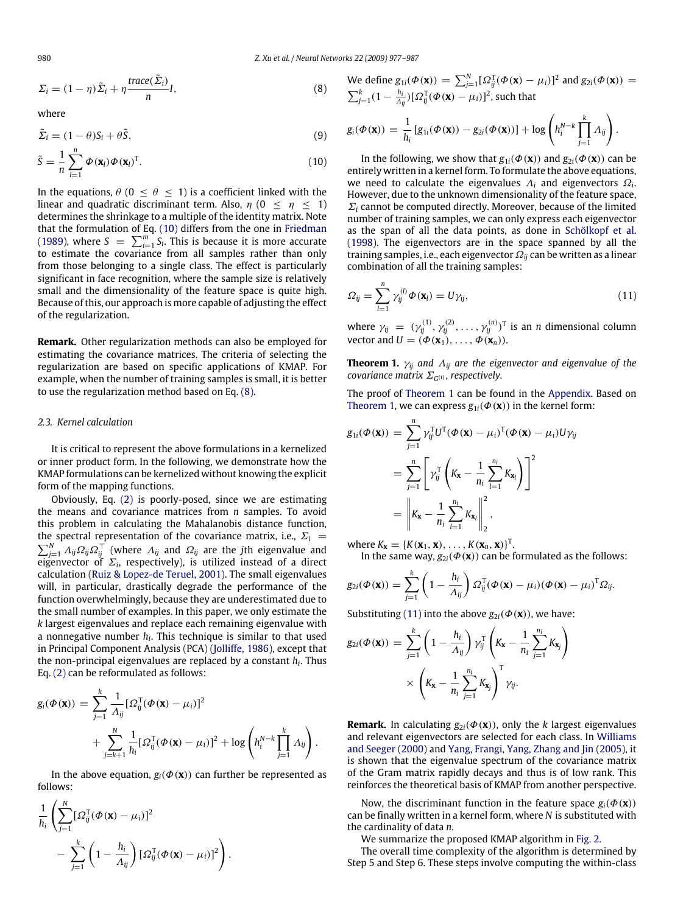$$\Sigma_i = (1-\eta)\tilde{\Sigma}_i + \eta \frac{trace(\tilde{\Sigma}_i)}{n} I, \tag{8}$$

where

$$\tilde{\Sigma}_i = (1-\theta)S_i + \theta\tilde{S}, \tag{9}$$

$$\tilde{S} = \frac{1}{n}\sum_{l=1}^{n} \Phi(\mathbf{x}_l)\Phi(\mathbf{x}_l)^{\mathrm{T}}. \tag{10}$$

In the equations, $\theta$ ($0 \leq \theta \leq 1$) is a coefficient linked with the linear and quadratic discriminant term. Also, $\eta$ ($0 \leq \eta \leq 1$) determines the shrinkage to a multiple of the identity matrix. Note that the formulation of Eq. (10) differs from the one in Friedman (1989), where $S = \sum_{i=1}^{m} S_i$. This is because it is more accurate to estimate the covariance from all samples rather than only from those belonging to a single class. The effect is particularly significant in face recognition, where the sample size is relatively small and the dimensionality of the feature space is quite high. Because of this, our approach is more capable of adjusting the effect of the regularization.

**Remark.** Other regularization methods can also be employed for estimating the covariance matrices. The criteria of selecting the regularization are based on specific applications of KMAP. For example, when the number of training samples is small, it is better to use the regularization method based on Eq. (8).

### 2.3. Kernel calculation

It is critical to represent the above formulations in a kernelized or inner product form. In the following, we demonstrate how the KMAP formulations can be kernelized without knowing the explicit form of the mapping functions.

Obviously, Eq. (2) is poorly-posed, since we are estimating the means and covariance matrices from $n$ samples. To avoid this problem in calculating the Mahalanobis distance function, the spectral representation of the covariance matrix, i.e., $\Sigma_i = \sum_{j=1}^{N} \Lambda_{ij}\Omega_{ij}\Omega_{ij}^{\mathrm{T}}$ (where $\Lambda_{ij}$ and $\Omega_{ij}$ are the $j$th eigenvalue and eigenvector of $\Sigma_i$, respectively), is utilized instead of a direct calculation (Ruiz & Lopez-de Teruel, 2001). The small eigenvalues will, in particular, drastically degrade the performance of the function overwhelmingly, because they are underestimated due to the small number of examples. In this paper, we only estimate the $k$ largest eigenvalues and replace each remaining eigenvalue with a nonnegative number $h_i$. This technique is similar to that used in Principal Component Analysis (PCA) (Jolliffe, 1986), except that the non-principal eigenvalues are replaced by a constant $h_i$. Thus Eq. (2) can be reformulated as follows:

$$g_i(\Phi(\mathbf{x})) = \sum_{j=1}^{k} \frac{1}{\Lambda_{ij}}[\Omega_{ij}^{\mathrm{T}}(\Phi(\mathbf{x}) - \mu_i)]^2 + \sum_{j=k+1}^{N} \frac{1}{h_i}[\Omega_{ij}^{\mathrm{T}}(\Phi(\mathbf{x}) - \mu_i)]^2 + \log\left(h_i^{N-k}\prod_{j=1}^{k}\Lambda_{ij}\right).$$

In the above equation, $g_i(\Phi(\mathbf{x}))$ can further be represented as follows:

$$\frac{1}{h_i}\left(\sum_{j=1}^{N}[\Omega_{ij}^{\mathrm{T}}(\Phi(\mathbf{x}) - \mu_i)]^2 - \sum_{j=1}^{k}\left(1 - \frac{h_i}{\Lambda_{ij}}\right)[\Omega_{ij}^{\mathrm{T}}(\Phi(\mathbf{x}) - \mu_i)]^2\right).$$

We define $g_{1i}(\Phi(\mathbf{x})) = \sum_{j=1}^{N}[\Omega_{ij}^{\mathrm{T}}(\Phi(\mathbf{x}) - \mu_i)]^2$ and $g_{2i}(\Phi(\mathbf{x})) = \sum_{j=1}^{k}(1 - \frac{h_i}{\Lambda_{ij}})[\Omega_{ij}^{\mathrm{T}}(\Phi(\mathbf{x}) - \mu_i)]^2$, such that

$$g_i(\Phi(\mathbf{x})) = \frac{1}{h_i}[g_{1i}(\Phi(\mathbf{x})) - g_{2i}(\Phi(\mathbf{x}))] + \log\left(h_i^{N-k}\prod_{j=1}^{k}\Lambda_{ij}\right).$$

In the following, we show that $g_{1i}(\Phi(\mathbf{x}))$ and $g_{2i}(\Phi(\mathbf{x}))$ can be entirely written in a kernel form. To formulate the above equations, we need to calculate the eigenvalues $\Lambda_i$ and eigenvectors $\Omega_i$. However, due to the unknown dimensionality of the feature space, $\Sigma_i$ cannot be computed directly. Moreover, because of the limited number of training samples, we can only express each eigenvector as the span of all the data points, as done in Schölkopf et al. (1998). The eigenvectors are in the space spanned by all the training samples, i.e., each eigenvector $\Omega_{ij}$ can be written as a linear combination of all the training samples:

$$\Omega_{ij} = \sum_{l=1}^{n} \gamma_{ij}^{(l)}\Phi(\mathbf{x}_l) = U\gamma_{ij}, \tag{11}$$

where $\gamma_{ij} = (\gamma_{ij}^{(1)}, \gamma_{ij}^{(2)}, \ldots, \gamma_{ij}^{(n)})^{\mathrm{T}}$ is an $n$ dimensional column vector and $U = (\Phi(\mathbf{x}_1), \ldots, \Phi(\mathbf{x}_n))$.

**Theorem 1.** *$\gamma_{ij}$ and $\Lambda_{ij}$ are the eigenvector and eigenvalue of the covariance matrix $\Sigma_{G^{(i)}}$, respectively.*

The proof of Theorem 1 can be found in the Appendix. Based on Theorem 1, we can express $g_{1i}(\Phi(\mathbf{x}))$ in the kernel form:

$$\begin{aligned}
g_{1i}(\Phi(\mathbf{x})) &= \sum_{j=1}^{n} \gamma_{ij}^{\mathrm{T}}U^{\mathrm{T}}(\Phi(\mathbf{x}) - \mu_i)^{\mathrm{T}}(\Phi(\mathbf{x}) - \mu_i)U\gamma_{ij} \\
&= \sum_{j=1}^{n}\left[\gamma_{ij}^{\mathrm{T}}\left(K_{\mathbf{x}} - \frac{1}{n_i}\sum_{l=1}^{n_i}K_{\mathbf{x}_l}\right)\right]^2 \\
&= \left\|K_{\mathbf{x}} - \frac{1}{n_i}\sum_{l=1}^{n_i}K_{\mathbf{x}_l}\right\|_2^2,
\end{aligned}$$

where $K_{\mathbf{x}} = \{K(\mathbf{x}_1, \mathbf{x}), \ldots, K(\mathbf{x}_n, \mathbf{x})\}^{\mathrm{T}}$.

In the same way, $g_{2i}(\Phi(\mathbf{x}))$ can be formulated as the follows:

$$g_{2i}(\Phi(\mathbf{x})) = \sum_{j=1}^{k}\left(1 - \frac{h_i}{\Lambda_{ij}}\right)\Omega_{ij}^{\mathrm{T}}(\Phi(\mathbf{x}) - \mu_i)(\Phi(\mathbf{x}) - \mu_i)^{\mathrm{T}}\Omega_{ij}.$$

Substituting (11) into the above $g_{2i}(\Phi(\mathbf{x}))$, we have:

$$g_{2i}(\Phi(\mathbf{x})) = \sum_{j=1}^{k}\left(1 - \frac{h_i}{\Lambda_{ij}}\right)\gamma_{ij}^{\mathrm{T}}\left(K_{\mathbf{x}} - \frac{1}{n_i}\sum_{j=1}^{n_i}K_{\mathbf{x}_j}\right) \times \left(K_{\mathbf{x}} - \frac{1}{n_i}\sum_{j=1}^{n_i}K_{\mathbf{x}_j}\right)^{\mathrm{T}}\gamma_{ij}.$$

**Remark.** In calculating $g_{2i}(\Phi(\mathbf{x}))$, only the $k$ largest eigenvalues and relevant eigenvectors are selected for each class. In Williams and Seeger (2000) and Yang, Frangi, Yang, Zhang and Jin (2005), it is shown that the eigenvalue spectrum of the covariance matrix of the Gram matrix rapidly decays and thus is of low rank. This reinforces the theoretical basis of KMAP from another perspective.

Now, the discriminant function in the feature space $g_i(\Phi(\mathbf{x}))$ can be finally written in a kernel form, where $N$ is substituted with the cardinality of data $n$.

We summarize the proposed KMAP algorithm in Fig. 2.

The overall time complexity of the algorithm is determined by Step 5 and Step 6. These steps involve computing the within-class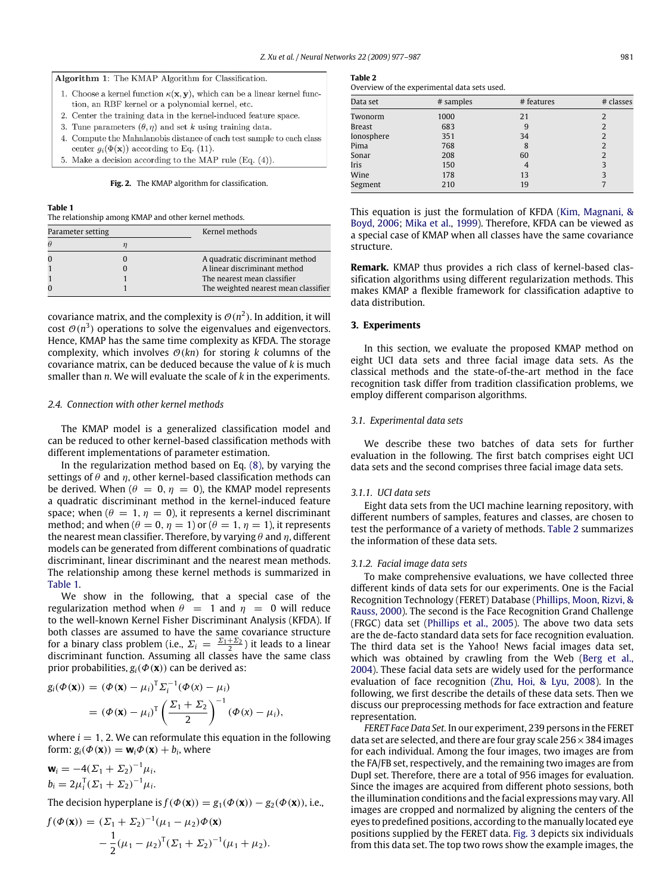**Algorithm 1**: The KMAP Algorithm for Classification.

1. Choose a kernel function $\kappa(\mathbf{x}, \mathbf{y})$, which can be a linear kernel function, an RBF kernel or a polynomial kernel, etc.
2. Center the training data in the kernel-induced feature space.
3. Tune parameters $(\theta, \eta)$ and set $k$ using training data.
4. Compute the Mahalanobis distance of each test sample to each class center $g_i(\Phi(\mathbf{x}))$ according to Eq. (11).
5. Make a decision according to the MAP rule (Eq. (4)).

**Fig. 2.** The KMAP algorithm for classification.

**Table 1**
The relationship among KMAP and other kernel methods.

| Parameter setting | | Kernel methods |
|---|---|---|
| $\theta$ | $\eta$ | |
| 0 | 0 | A quadratic discriminant method |
| 1 | 0 | A linear discriminant method |
| 1 | 1 | The nearest mean classifier |
| 0 | 1 | The weighted nearest mean classifier |

covariance matrix, and the complexity is $\mathcal{O}(n^2)$. In addition, it will cost $\mathcal{O}(n^3)$ operations to solve the eigenvalues and eigenvectors. Hence, KMAP has the same time complexity as KFDA. The storage complexity, which involves $\mathcal{O}(kn)$ for storing $k$ columns of the covariance matrix, can be deduced because the value of $k$ is much smaller than $n$. We will evaluate the scale of $k$ in the experiments.

### 2.4. Connection with other kernel methods

The KMAP model is a generalized classification model and can be reduced to other kernel-based classification methods with different implementations of parameter estimation.

In the regularization method based on Eq. (8), by varying the settings of $\theta$ and $\eta$, other kernel-based classification methods can be derived. When ($\theta = 0, \eta = 0$), the KMAP model represents a quadratic discriminant method in the kernel-induced feature space; when ($\theta = 1, \eta = 0$), it represents a kernel discriminant method; and when ($\theta = 0, \eta = 1$) or ($\theta = 1, \eta = 1$), it represents the nearest mean classifier. Therefore, by varying $\theta$ and $\eta$, different models can be generated from different combinations of quadratic discriminant, linear discriminant and the nearest mean methods. The relationship among these kernel methods is summarized in Table 1.

We show in the following, that a special case of the regularization method when $\theta = 1$ and $\eta = 0$ will reduce to the well-known Kernel Fisher Discriminant Analysis (KFDA). If both classes are assumed to have the same covariance structure for a binary class problem (i.e., $\Sigma_i = \frac{\Sigma_1+\Sigma_2}{2}$) it leads to a linear discriminant function. Assuming all classes have the same class prior probabilities, $g_i(\Phi(\mathbf{x}))$ can be derived as:

$$g_i(\Phi(\mathbf{x})) = (\Phi(\mathbf{x}) - \mu_i)^{\mathsf{T}} \Sigma_i^{-1} (\Phi(x) - \mu_i) = (\Phi(\mathbf{x}) - \mu_i)^{\mathsf{T}} \left(\frac{\Sigma_1 + \Sigma_2}{2}\right)^{-1} (\Phi(x) - \mu_i),$$

where $i = 1, 2$. We can reformulate this equation in the following form: $g_i(\Phi(\mathbf{x})) = \mathbf{w}_i\Phi(\mathbf{x}) + b_i$, where

$$\mathbf{w}_i = -4(\Sigma_1 + \Sigma_2)^{-1}\mu_i,$$
$$b_i = 2\mu_i^{\mathsf{T}}(\Sigma_1 + \Sigma_2)^{-1}\mu_i.$$

The decision hyperplane is $f(\Phi(\mathbf{x})) = g_1(\Phi(\mathbf{x})) - g_2(\Phi(\mathbf{x}))$, i.e.,

$$f(\Phi(\mathbf{x})) = (\Sigma_1 + \Sigma_2)^{-1}(\mu_1 - \mu_2)\Phi(\mathbf{x}) - \frac{1}{2}(\mu_1 - \mu_2)^{\mathsf{T}}(\Sigma_1 + \Sigma_2)^{-1}(\mu_1 + \mu_2).$$

This equation is just the formulation of KFDA (Kim, Magnani, & Boyd, 2006; Mika et al., 1999). Therefore, KFDA can be viewed as a special case of KMAP when all classes have the same covariance structure.

**Remark.** KMAP thus provides a rich class of kernel-based classification algorithms using different regularization methods. This makes KMAP a flexible framework for classification adaptive to data distribution.

## 3. Experiments

In this section, we evaluate the proposed KMAP method on eight UCI data sets and three facial image data sets. As the classical methods and the state-of-the-art method in the face recognition task differ from tradition classification problems, we employ different comparison algorithms.

### 3.1. Experimental data sets

We describe these two batches of data sets for further evaluation in the following. The first batch comprises eight UCI data sets and the second comprises three facial image data sets.

#### 3.1.1. UCI data sets

Eight data sets from the UCI machine learning repository, with different numbers of samples, features and classes, are chosen to test the performance of a variety of methods. Table 2 summarizes the information of these data sets.

**Table 2**
Overview of the experimental data sets used.

| Data set | # samples | # features | # classes |
|---|---|---|---|
| Twonorm | 1000 | 21 | 2 |
| Breast | 683 | 9 | 2 |
| Ionosphere | 351 | 34 | 2 |
| Pima | 768 | 8 | 2 |
| Sonar | 208 | 60 | 2 |
| Iris | 150 | 4 | 3 |
| Wine | 178 | 13 | 3 |
| Segment | 210 | 19 | 7 |

#### 3.1.2. Facial image data sets

To make comprehensive evaluations, we have collected three different kinds of data sets for our experiments. One is the Facial Recognition Technology (FERET) Database (Phillips, Moon, Rizvi, & Rauss, 2000). The second is the Face Recognition Grand Challenge (FRGC) data set (Phillips et al., 2005). The above two data sets are the de-facto standard data sets for face recognition evaluation. The third data set is the Yahoo! News facial images data set, which was obtained by crawling from the Web (Berg et al., 2004). These facial data sets are widely used for the performance evaluation of face recognition (Zhu, Hoi, & Lyu, 2008). In the following, we first describe the details of these data sets. Then we discuss our preprocessing methods for face extraction and feature representation.

*FERET Face Data Set.* In our experiment, 239 persons in the FERET data set are selected, and there are four gray scale $256 \times 384$ images for each individual. Among the four images, two images are from the FA/FB set, respectively, and the remaining two images are from DupI set. Therefore, there are a total of 956 images for evaluation. Since the images are acquired from different photo sessions, both the illumination conditions and the facial expressions may vary. All images are cropped and normalized by aligning the centers of the eyes to predefined positions, according to the manually located eye positions supplied by the FERET data. Fig. 3 depicts six individuals from this data set. The top two rows show the example images, the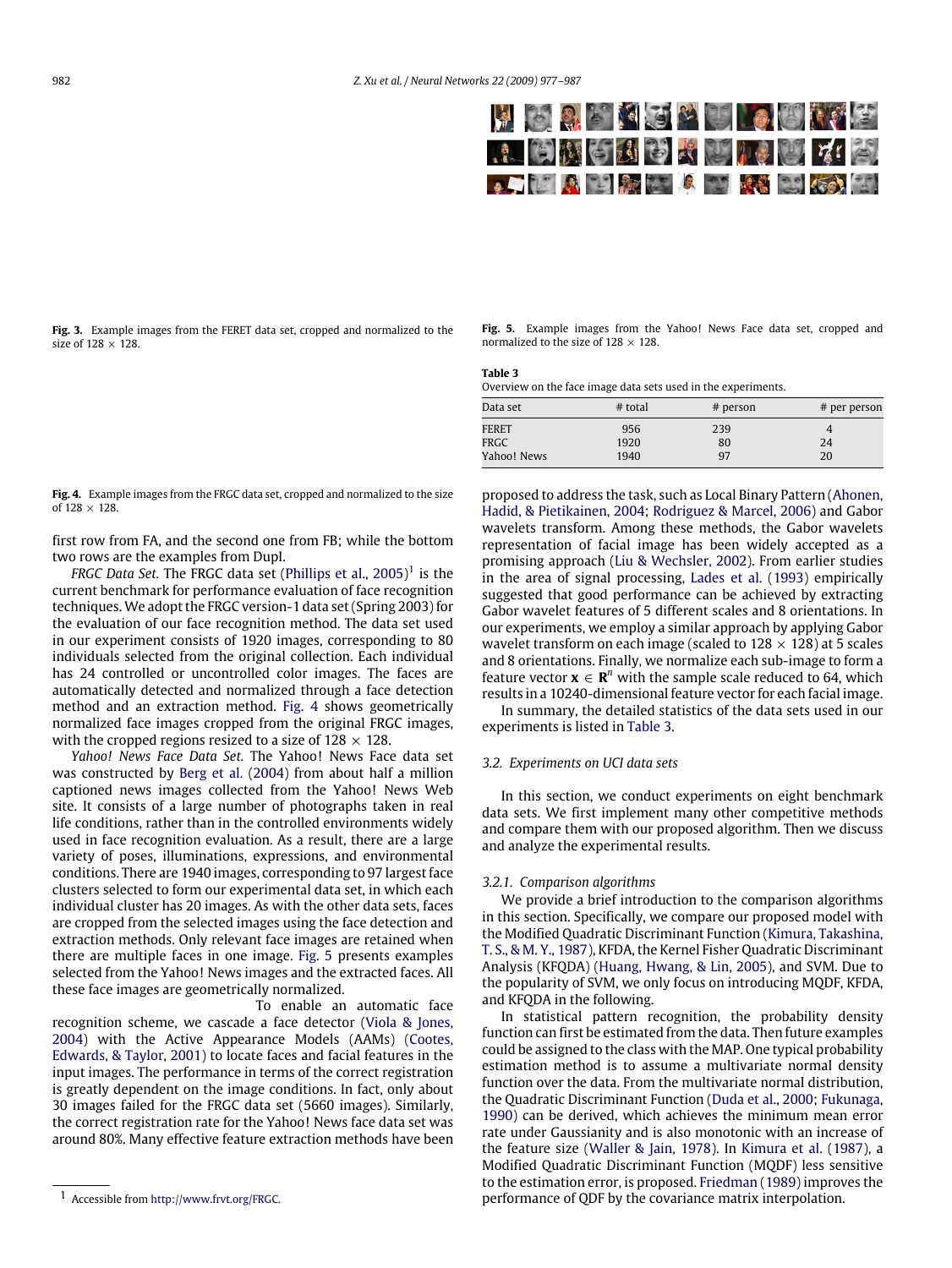Fig. 3. Example images from the FERET data set, cropped and normalized to the size of 128 × 128.

Fig. 4. Example images from the FRGC data set, cropped and normalized to the size of 128 × 128.

first row from FA, and the second one from FB; while the bottom two rows are the examples from Dupl.

*FRGC Data Set.* The FRGC data set (Phillips et al., 2005)[1] is the current benchmark for performance evaluation of face recognition techniques. We adopt the FRGC version-1 data set (Spring 2003) for the evaluation of our face recognition method. The data set used in our experiment consists of 1920 images, corresponding to 80 individuals selected from the original collection. Each individual has 24 controlled or uncontrolled color images. The faces are automatically detected and normalized through a face detection method and an extraction method. Fig. 4 shows geometrically normalized face images cropped from the original FRGC images, with the cropped regions resized to a size of 128 × 128.

*Yahoo! News Face Data Set.* The Yahoo! News Face data set was constructed by Berg et al. (2004) from about half a million captioned news images collected from the Yahoo! News Web site. It consists of a large number of photographs taken in real life conditions, rather than in the controlled environments widely used in face recognition evaluation. As a result, there are a large variety of poses, illuminations, expressions, and environmental conditions. There are 1940 images, corresponding to 97 largest face clusters selected to form our experimental data set, in which each individual cluster has 20 images. As with the other data sets, faces are cropped from the selected images using the face detection and extraction methods. Only relevant face images are retained when there are multiple faces in one image. Fig. 5 presents examples selected from the Yahoo! News images and the extracted faces. All these face images are geometrically normalized.

To enable an automatic face recognition scheme, we cascade a face detector (Viola & Jones, 2004) with the Active Appearance Models (AAMs) (Cootes, Edwards, & Taylor, 2001) to locate faces and facial features in the input images. The performance in terms of the correct registration is greatly dependent on the image conditions. In fact, only about 30 images failed for the FRGC data set (5660 images). Similarly, the correct registration rate for the Yahoo! News face data set was around 80%. Many effective feature extraction methods have been proposed to address the task, such as Local Binary Pattern (Ahonen, Hadid, & Pietikainen, 2004; Rodriguez & Marcel, 2006) and Gabor wavelets transform. Among these methods, the Gabor wavelets representation of facial image has been widely accepted as a promising approach (Liu & Wechsler, 2002). From earlier studies in the area of signal processing, Lades et al. (1993) empirically suggested that good performance can be achieved by extracting Gabor wavelet features of 5 different scales and 8 orientations. In our experiments, we employ a similar approach by applying Gabor wavelet transform on each image (scaled to 128 × 128) at 5 scales and 8 orientations. Finally, we normalize each sub-image to form a feature vector $\mathbf{x} \in \mathbf{R}^n$ with the sample scale reduced to 64, which results in a 10240-dimensional feature vector for each facial image.

In summary, the detailed statistics of the data sets used in our experiments is listed in Table 3.

Fig. 5. Example images from the Yahoo! News Face data set, cropped and normalized to the size of 128 × 128.

**Table 3**
Overview on the face image data sets used in the experiments.

| Data set | # total | # person | # per person |
|---|---|---|---|
| FERET | 956 | 239 | 4 |
| FRGC | 1920 | 80 | 24 |
| Yahoo! News | 1940 | 97 | 20 |

### 3.2. Experiments on UCI data sets

In this section, we conduct experiments on eight benchmark data sets. We first implement many other competitive methods and compare them with our proposed algorithm. Then we discuss and analyze the experimental results.

#### 3.2.1. Comparison algorithms

We provide a brief introduction to the comparison algorithms in this section. Specifically, we compare our proposed model with the Modified Quadratic Discriminant Function (Kimura, Takashina, T. S., & M. Y., 1987), KFDA, the Kernel Fisher Quadratic Discriminant Analysis (KFQDA) (Huang, Hwang, & Lin, 2005), and SVM. Due to the popularity of SVM, we only focus on introducing MQDF, KFDA, and KFQDA in the following.

In statistical pattern recognition, the probability density function can first be estimated from the data. Then future examples could be assigned to the class with the MAP. One typical probability estimation method is to assume a multivariate normal density function over the data. From the multivariate normal distribution, the Quadratic Discriminant Function (Duda et al., 2000; Fukunaga, 1990) can be derived, which achieves the minimum mean error rate under Gaussianity and is also monotonic with an increase of the feature size (Waller & Jain, 1978). In Kimura et al. (1987), a Modified Quadratic Discriminant Function (MQDF) less sensitive to the estimation error, is proposed. Friedman (1989) improves the performance of QDF by the covariance matrix interpolation.

[1] Accessible from http://www.frvt.org/FRGC.